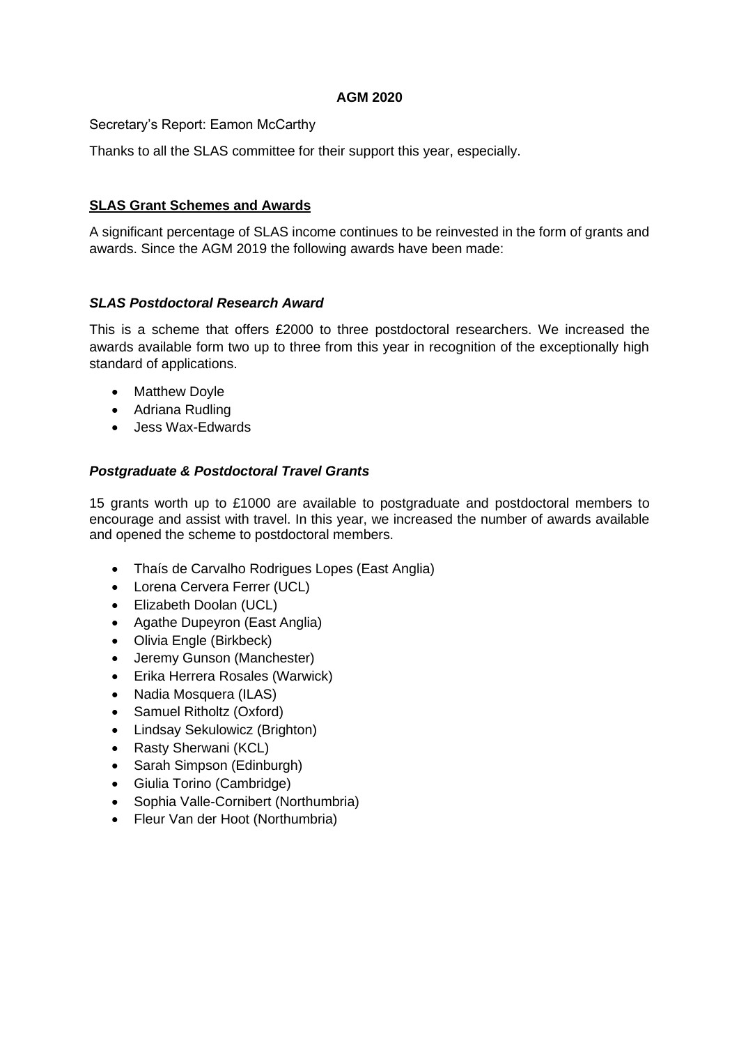**AGM 2020**

Secretary's Report: Eamon McCarthy

Thanks to all the SLAS committee for their support this year, especially.

## SLAS Grant Schemes and Awards

A significant percentage of SLAS income continues to be reinvested in the form of grants and awards. Since the AGM 2019 the following awards have been made:

### *SLAS Postdoctoral Research Award*

This is a scheme that offers £2000 to three postdoctoral researchers. We increased the awards available form two up to three from this year in recognition of the exceptionally high standard of applications.

- Matthew Doyle
- Adriana Rudling
- Jess Wax-Edwards

### *Postgraduate & Postdoctoral Travel Grants*

15 grants worth up to £1000 are available to postgraduate and postdoctoral members to encourage and assist with travel. In this year, we increased the number of awards available and opened the scheme to postdoctoral members.

- Thaís de Carvalho Rodrigues Lopes (East Anglia)
- Lorena Cervera Ferrer (UCL)
- Elizabeth Doolan (UCL)
- Agathe Dupeyron (East Anglia)
- Olivia Engle (Birkbeck)
- Jeremy Gunson (Manchester)
- Erika Herrera Rosales (Warwick)
- Nadia Mosquera (ILAS)
- Samuel Ritholtz (Oxford)
- Lindsay Sekulowicz (Brighton)
- Rasty Sherwani (KCL)
- Sarah Simpson (Edinburgh)
- Giulia Torino (Cambridge)
- Sophia Valle-Cornibert (Northumbria)
- Fleur Van der Hoot (Northumbria)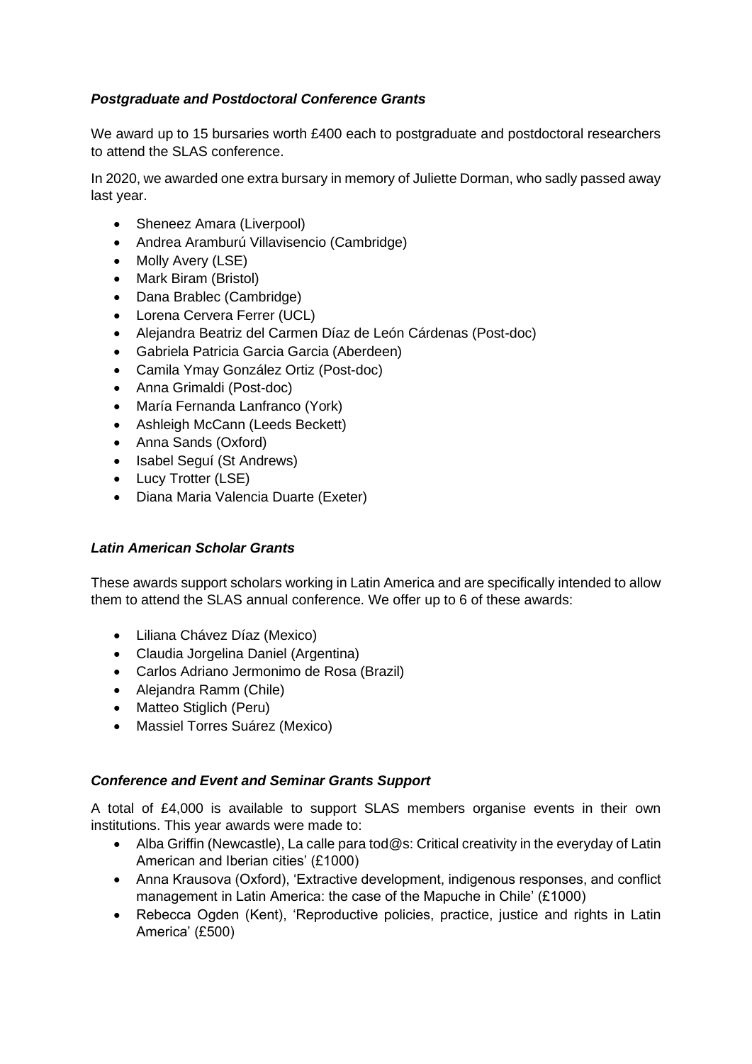### ***Postgraduate and Postdoctoral Conference Grants***

We award up to 15 bursaries worth £400 each to postgraduate and postdoctoral researchers to attend the SLAS conference.

In 2020, we awarded one extra bursary in memory of Juliette Dorman, who sadly passed away last year.

- Sheneez Amara (Liverpool)
- Andrea Aramburú Villavisencio (Cambridge)
- Molly Avery (LSE)
- Mark Biram (Bristol)
- Dana Brablec (Cambridge)
- Lorena Cervera Ferrer (UCL)
- Alejandra Beatriz del Carmen Díaz de León Cárdenas (Post-doc)
- Gabriela Patricia Garcia Garcia (Aberdeen)
- Camila Ymay González Ortiz (Post-doc)
- Anna Grimaldi (Post-doc)
- María Fernanda Lanfranco (York)
- Ashleigh McCann (Leeds Beckett)
- Anna Sands (Oxford)
- Isabel Seguí (St Andrews)
- Lucy Trotter (LSE)
- Diana Maria Valencia Duarte (Exeter)

### ***Latin American Scholar Grants***

These awards support scholars working in Latin America and are specifically intended to allow them to attend the SLAS annual conference. We offer up to 6 of these awards:

- Liliana Chávez Díaz (Mexico)
- Claudia Jorgelina Daniel (Argentina)
- Carlos Adriano Jermonimo de Rosa (Brazil)
- Alejandra Ramm (Chile)
- Matteo Stiglich (Peru)
- Massiel Torres Suárez (Mexico)

### ***Conference and Event and Seminar Grants Support***

A total of £4,000 is available to support SLAS members organise events in their own institutions. This year awards were made to:

- Alba Griffin (Newcastle), La calle para tod@s: Critical creativity in the everyday of Latin American and Iberian cities' (£1000)
- Anna Krausova (Oxford), 'Extractive development, indigenous responses, and conflict management in Latin America: the case of the Mapuche in Chile' (£1000)
- Rebecca Ogden (Kent), 'Reproductive policies, practice, justice and rights in Latin America' (£500)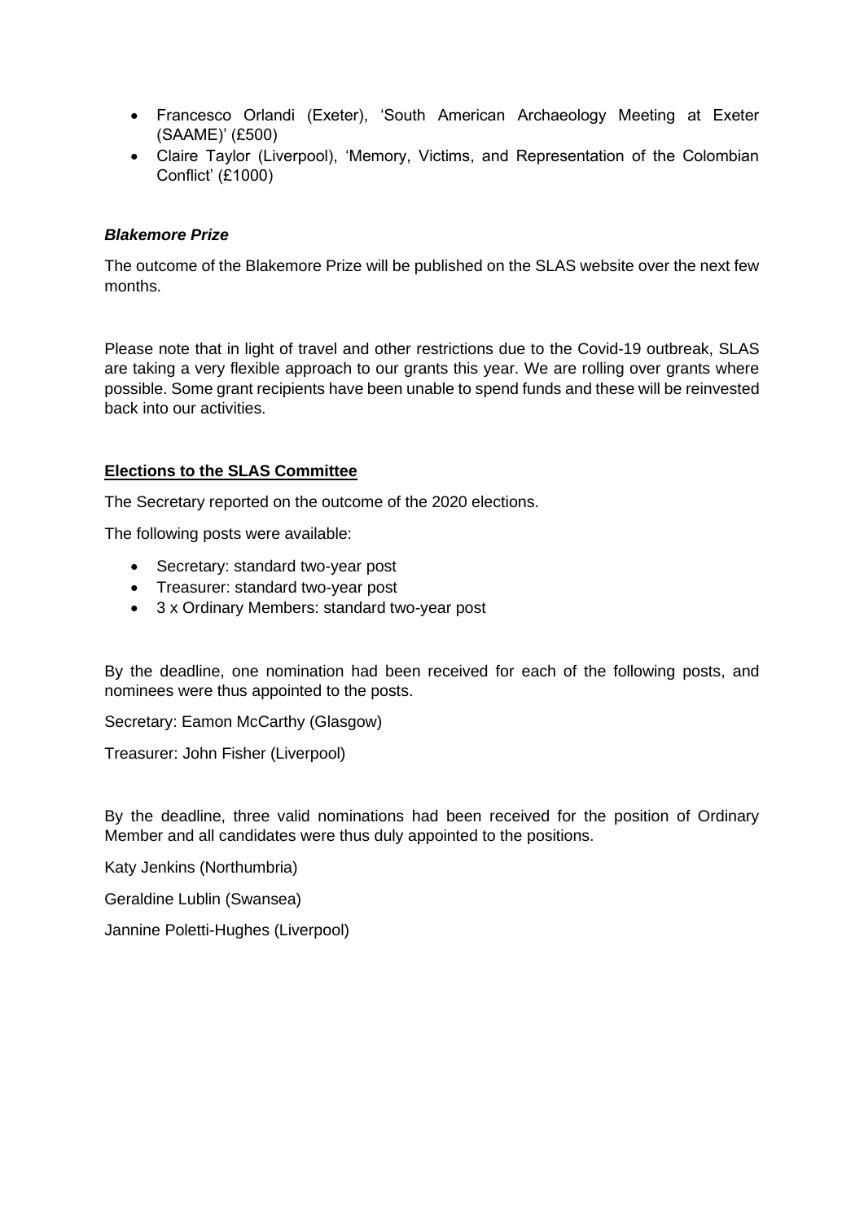- Francesco Orlandi (Exeter), 'South American Archaeology Meeting at Exeter (SAAME)' (£500)
- Claire Taylor (Liverpool), 'Memory, Victims, and Representation of the Colombian Conflict' (£1000)

### ***Blakemore Prize***

The outcome of the Blakemore Prize will be published on the SLAS website over the next few months.

Please note that in light of travel and other restrictions due to the Covid-19 outbreak, SLAS are taking a very flexible approach to our grants this year. We are rolling over grants where possible. Some grant recipients have been unable to spend funds and these will be reinvested back into our activities.

## **Elections to the SLAS Committee**

The Secretary reported on the outcome of the 2020 elections.

The following posts were available:

- Secretary: standard two-year post
- Treasurer: standard two-year post
- 3 x Ordinary Members: standard two-year post

By the deadline, one nomination had been received for each of the following posts, and nominees were thus appointed to the posts.

Secretary: Eamon McCarthy (Glasgow)

Treasurer: John Fisher (Liverpool)

By the deadline, three valid nominations had been received for the position of Ordinary Member and all candidates were thus duly appointed to the positions.

Katy Jenkins (Northumbria)

Geraldine Lublin (Swansea)

Jannine Poletti-Hughes (Liverpool)